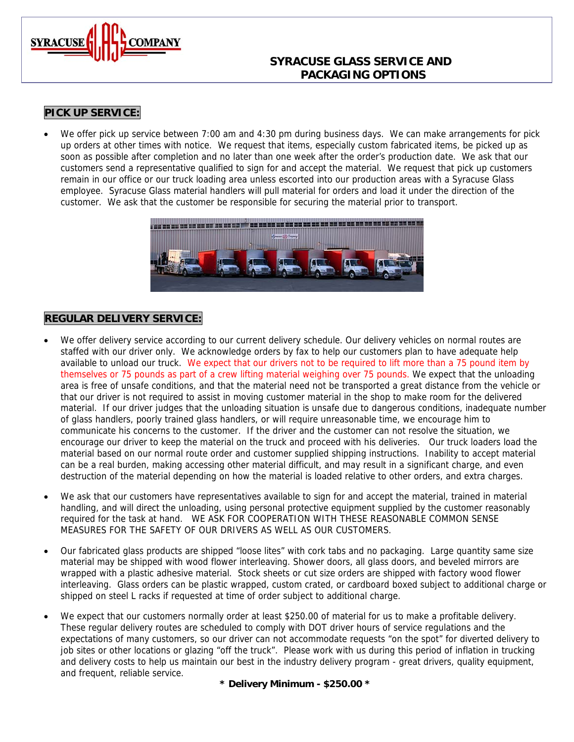# SYRACUSE GLASS SERVICE AND PACKAGING OPTIONS

## PICK UP SERVICE:

- We offer pick up service between 7:00 am and 4:30 pm during business days. We can make arrangements for pick up orders at other times with notice. We request that items, especially custom fabricated items, be picked up as soon as possible after completion and no later than one week after the order's production date. We ask that our customers send a representative qualified to sign for and accept the material. We request that pick up customers remain in our office or our truck loading area unless escorted into our production areas with a Syracuse Glass employee. Syracuse Glass material handlers will pull material for orders and load it under the direction of the customer. We ask that the customer be responsible for securing the material prior to transport.

## REGULAR DELIVERY SERVICE:

- We offer delivery service according to our current delivery schedule. Our delivery vehicles on normal routes are staffed with our driver only. We acknowledge orders by fax to help our customers plan to have adequate help available to unload our truck. We expect that our drivers not to be required to lift more than a 75 pound item by themselves or 75 pounds as part of a crew lifting material weighing over 75 pounds. We expect that the unloading area is free of unsafe conditions, and that the material need not be transported a great distance from the vehicle or that our driver is not required to assist in moving customer material in the shop to make room for the delivered material. If our driver judges that the unloading situation is unsafe due to dangerous conditions, inadequate number of glass handlers, poorly trained glass handlers, or will require unreasonable time, we encourage him to communicate his concerns to the customer. If the driver and the customer can not resolve the situation, we encourage our driver to keep the material on the truck and proceed with his deliveries. Our truck loaders load the material based on our normal route order and customer supplied shipping instructions. Inability to accept material can be a real burden, making accessing other material difficult, and may result in a significant charge, and even destruction of the material depending on how the material is loaded relative to other orders, and extra charges.

- We ask that our customers have representatives available to sign for and accept the material, trained in material handling, and will direct the unloading, using personal protective equipment supplied by the customer reasonably required for the task at hand. WE ASK FOR COOPERATION WITH THESE REASONABLE COMMON SENSE MEASURES FOR THE SAFETY OF OUR DRIVERS AS WELL AS OUR CUSTOMERS.

- Our fabricated glass products are shipped "loose lites" with cork tabs and no packaging. Large quantity same size material may be shipped with wood flower interleaving. Shower doors, all glass doors, and beveled mirrors are wrapped with a plastic adhesive material. Stock sheets or cut size orders are shipped with factory wood flower interleaving. Glass orders can be plastic wrapped, custom crated, or cardboard boxed subject to additional charge or shipped on steel L racks if requested at time of order subject to additional charge.

- We expect that our customers normally order at least $250.00 of material for us to make a profitable delivery. These regular delivery routes are scheduled to comply with DOT driver hours of service regulations and the expectations of many customers, so our driver can not accommodate requests "on the spot" for diverted delivery to job sites or other locations or glazing "off the truck". Please work with us during this period of inflation in trucking and delivery costs to help us maintain our best in the industry delivery program - great drivers, quality equipment, and frequent, reliable service.

**\* Delivery Minimum - $250.00 \***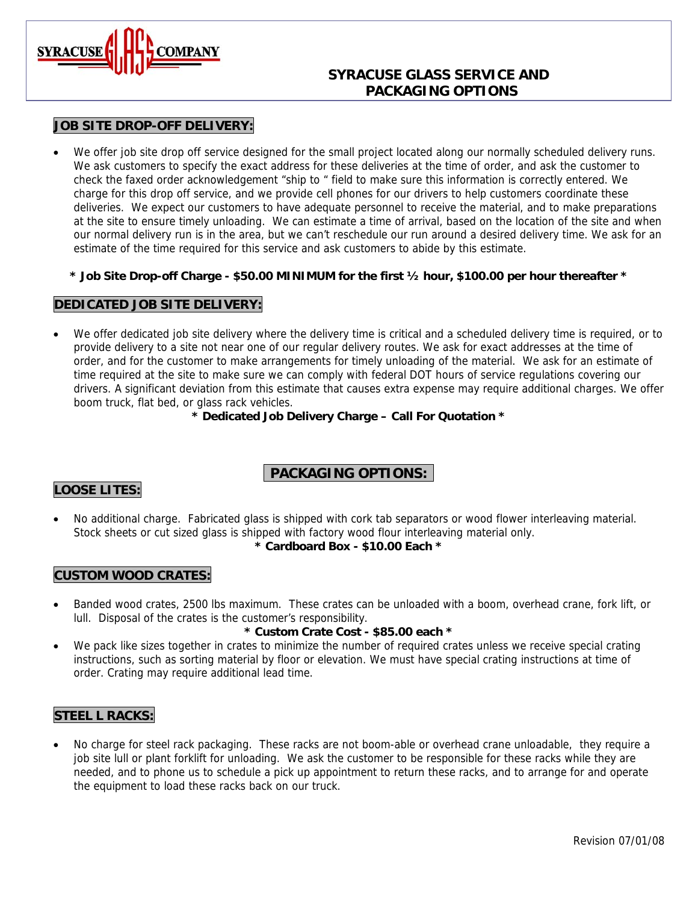# SYRACUSE GLASS SERVICE AND PACKAGING OPTIONS

## JOB SITE DROP-OFF DELIVERY:

- We offer job site drop off service designed for the small project located along our normally scheduled delivery runs. We ask customers to specify the exact address for these deliveries at the time of order, and ask the customer to check the faxed order acknowledgement "ship to " field to make sure this information is correctly entered. We charge for this drop off service, and we provide cell phones for our drivers to help customers coordinate these deliveries. We expect our customers to have adequate personnel to receive the material, and to make preparations at the site to ensure timely unloading. We can estimate a time of arrival, based on the location of the site and when our normal delivery run is in the area, but we can't reschedule our run around a desired delivery time. We ask for an estimate of the time required for this service and ask customers to abide by this estimate.

**\* Job Site Drop-off Charge - $50.00 MINIMUM for the first ½ hour, $100.00 per hour thereafter \***

## DEDICATED JOB SITE DELIVERY:

- We offer dedicated job site delivery where the delivery time is critical and a scheduled delivery time is required, or to provide delivery to a site not near one of our regular delivery routes. We ask for exact addresses at the time of order, and for the customer to make arrangements for timely unloading of the material. We ask for an estimate of time required at the site to make sure we can comply with federal DOT hours of service regulations covering our drivers. A significant deviation from this estimate that causes extra expense may require additional charges. We offer boom truck, flat bed, or glass rack vehicles.

**\* Dedicated Job Delivery Charge – Call For Quotation \***

## PACKAGING OPTIONS:

### LOOSE LITES:

- No additional charge. Fabricated glass is shipped with cork tab separators or wood flower interleaving material. Stock sheets or cut sized glass is shipped with factory wood flour interleaving material only.

**\* Cardboard Box - $10.00 Each \***

### CUSTOM WOOD CRATES:

- Banded wood crates, 2500 lbs maximum. These crates can be unloaded with a boom, overhead crane, fork lift, or lull. Disposal of the crates is the customer's responsibility.

**\* Custom Crate Cost - $85.00 each \***

- We pack like sizes together in crates to minimize the number of required crates unless we receive special crating instructions, such as sorting material by floor or elevation. We must have special crating instructions at time of order. Crating may require additional lead time.

### STEEL L RACKS:

- No charge for steel rack packaging. These racks are not boom-able or overhead crane unloadable, they require a job site lull or plant forklift for unloading. We ask the customer to be responsible for these racks while they are needed, and to phone us to schedule a pick up appointment to return these racks, and to arrange for and operate the equipment to load these racks back on our truck.

Revision 07/01/08